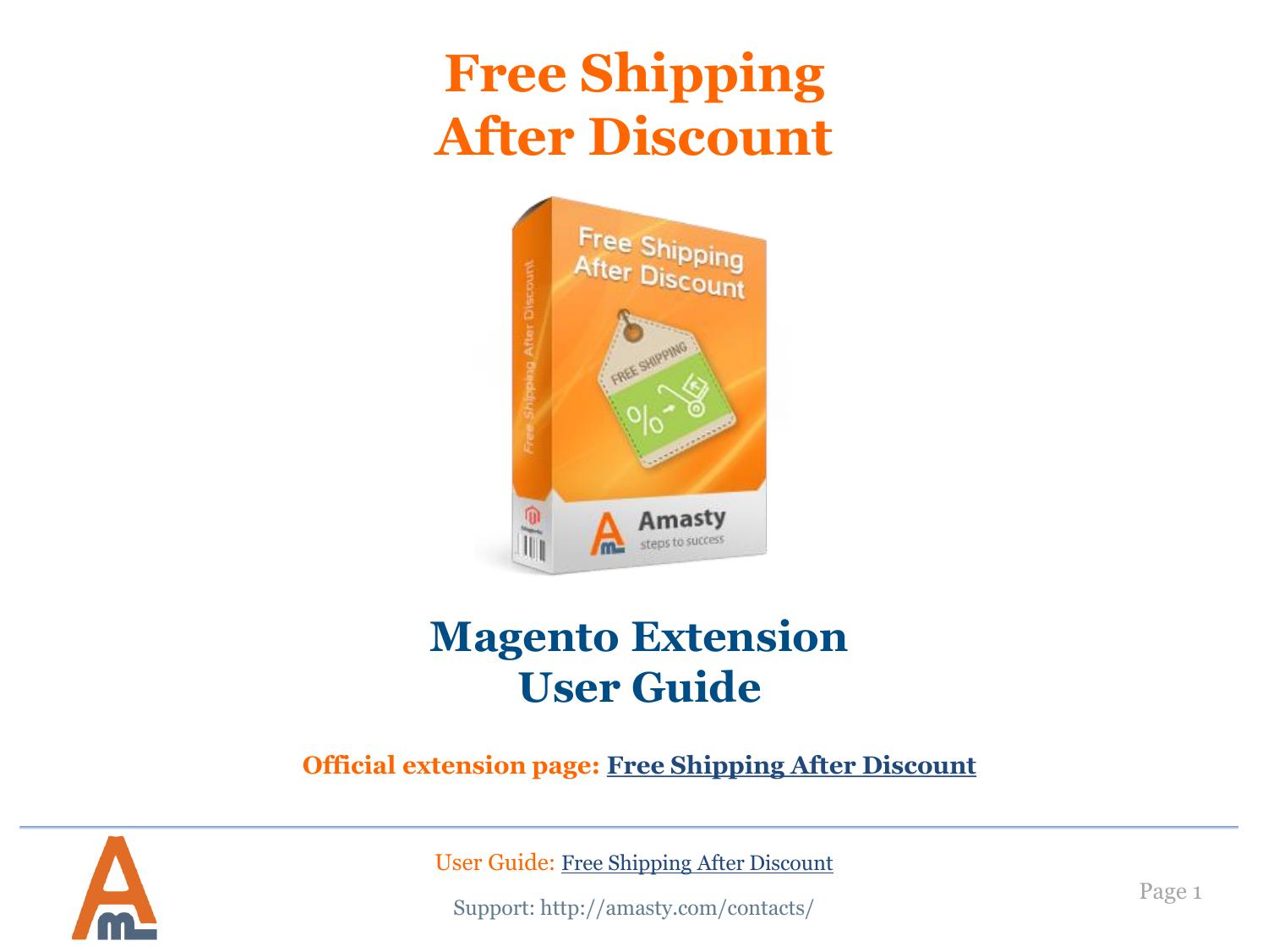# Free Shipping After Discount

## Magento Extension User Guide

**Official extension page: Free Shipping After Discount**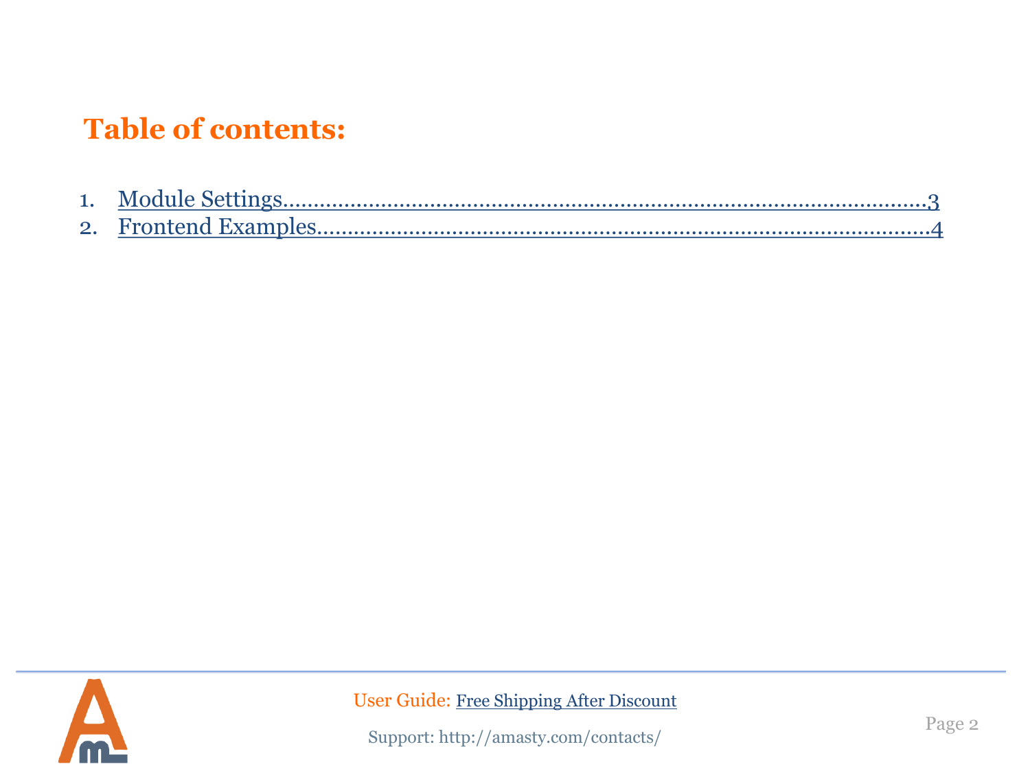# Table of contents:

1. Module Settings....................................................................................................3
2. Frontend Examples...............................................................................................4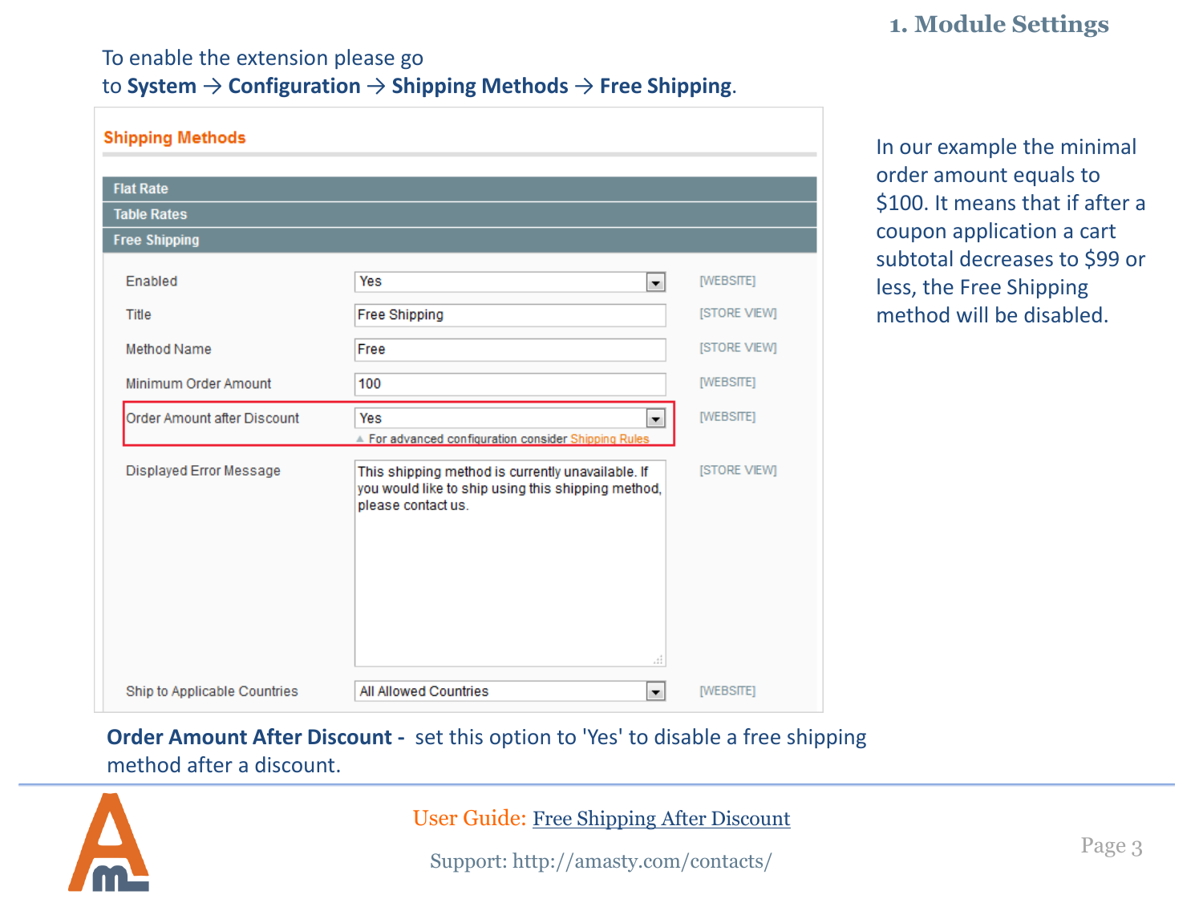## 1. Module Settings

To enable the extension please go to **System → Configuration → Shipping Methods → Free Shipping**.

**Shipping Methods**

**Flat Rate**

**Table Rates**

**Free Shipping**

| Setting | Value | Scope |
|---|---|---|
| Enabled | Yes | [WEBSITE] |
| Title | Free Shipping | [STORE VIEW] |
| Method Name | Free | [STORE VIEW] |
| Minimum Order Amount | 100 | [WEBSITE] |
| Order Amount after Discount | Yes<br>For advanced configuration consider Shipping Rules | [WEBSITE] |
| Displayed Error Message | This shipping method is currently unavailable. If you would like to ship using this shipping method, please contact us. | [STORE VIEW] |
| Ship to Applicable Countries | All Allowed Countries | [WEBSITE] |

In our example the minimal order amount equals to $100. It means that if after a coupon application a cart subtotal decreases to $99 or less, the Free Shipping method will be disabled.

**Order Amount After Discount -** set this option to 'Yes' to disable a free shipping method after a discount.

User Guide: Free Shipping After Discount

Support: http://amasty.com/contacts/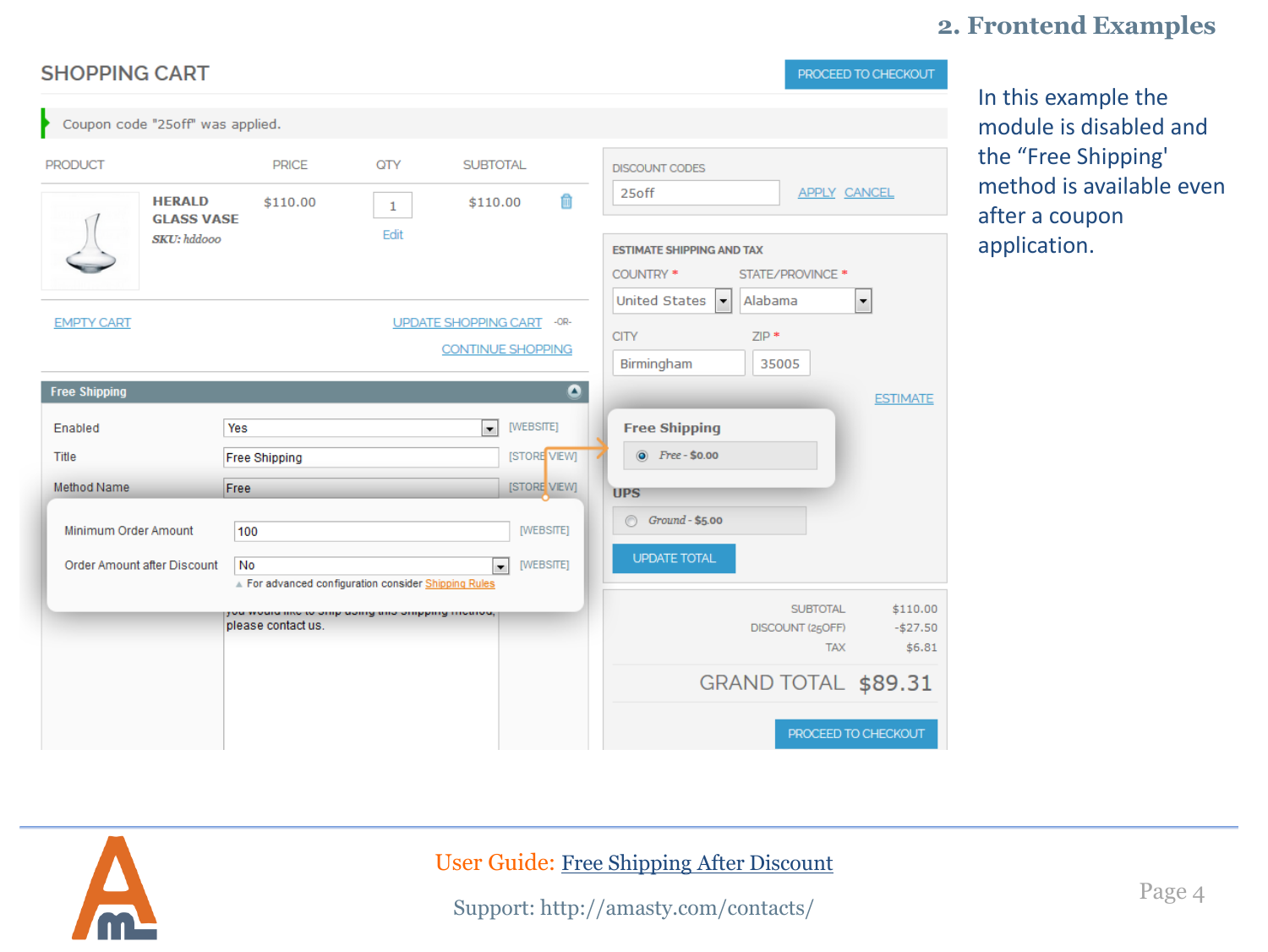## 2. Frontend Examples

In this example the module is disabled and the "Free Shipping' method is available even after a coupon application.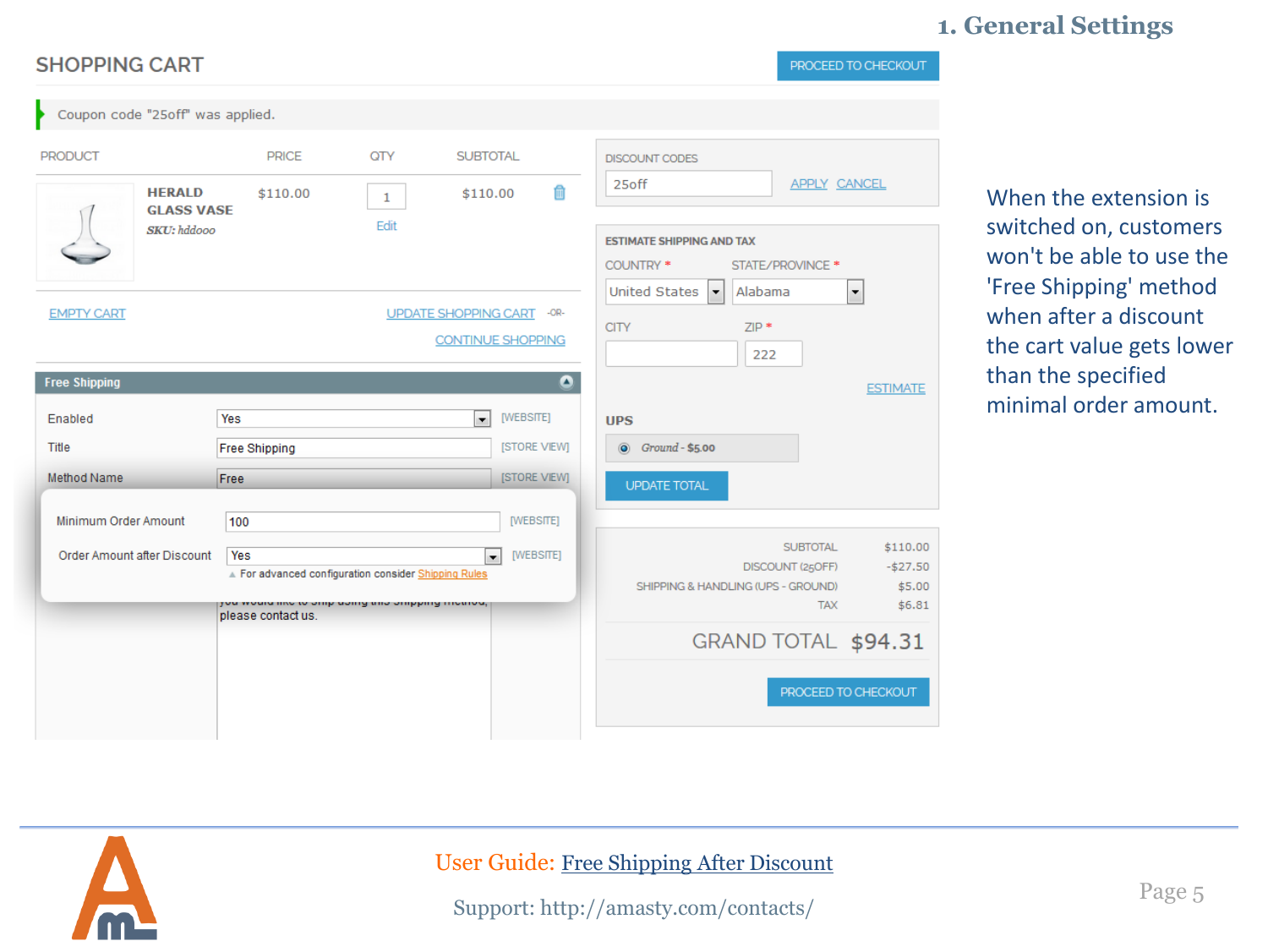## 1. General Settings

When the extension is switched on, customers won't be able to use the 'Free Shipping' method when after a discount the cart value gets lower than the specified minimal order amount.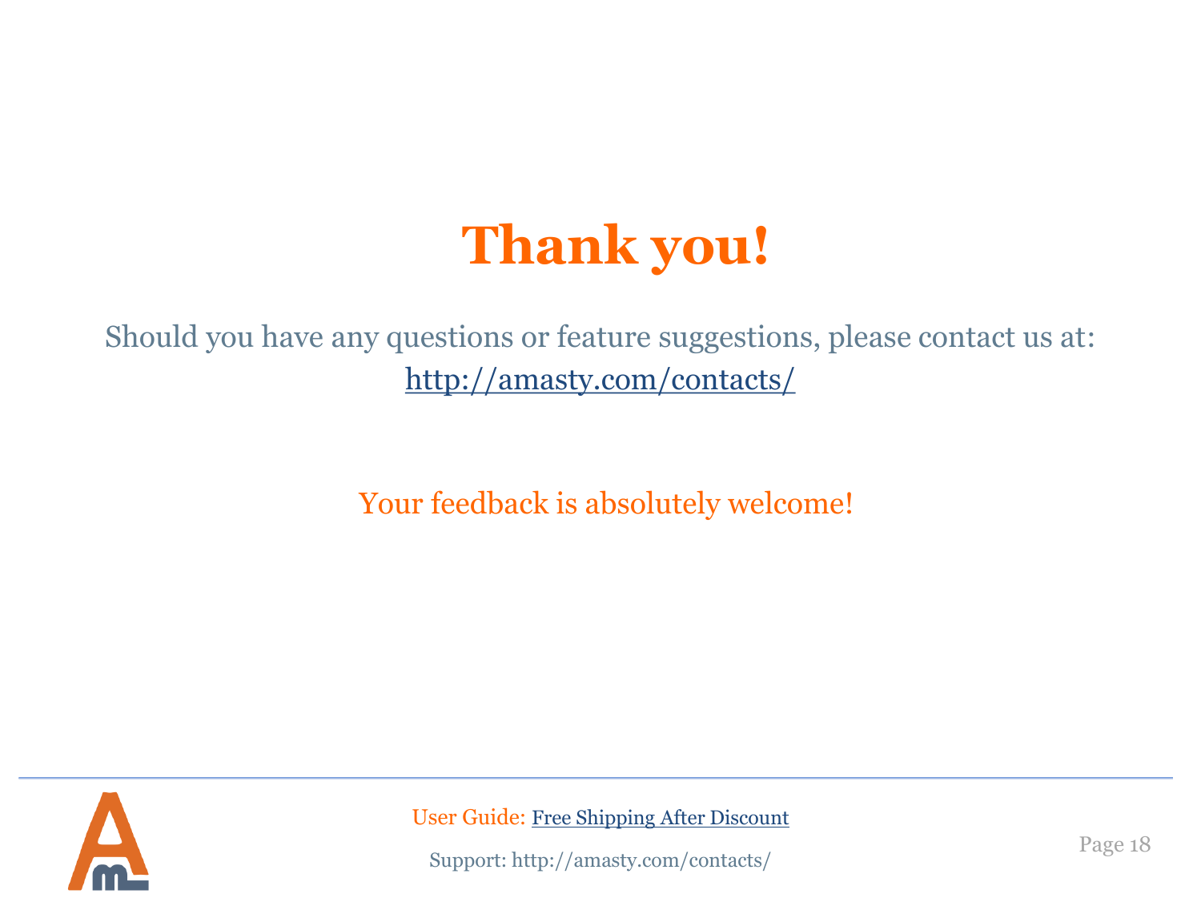# Thank you!

Should you have any questions or feature suggestions, please contact us at:
http://amasty.com/contacts/

Your feedback is absolutely welcome!